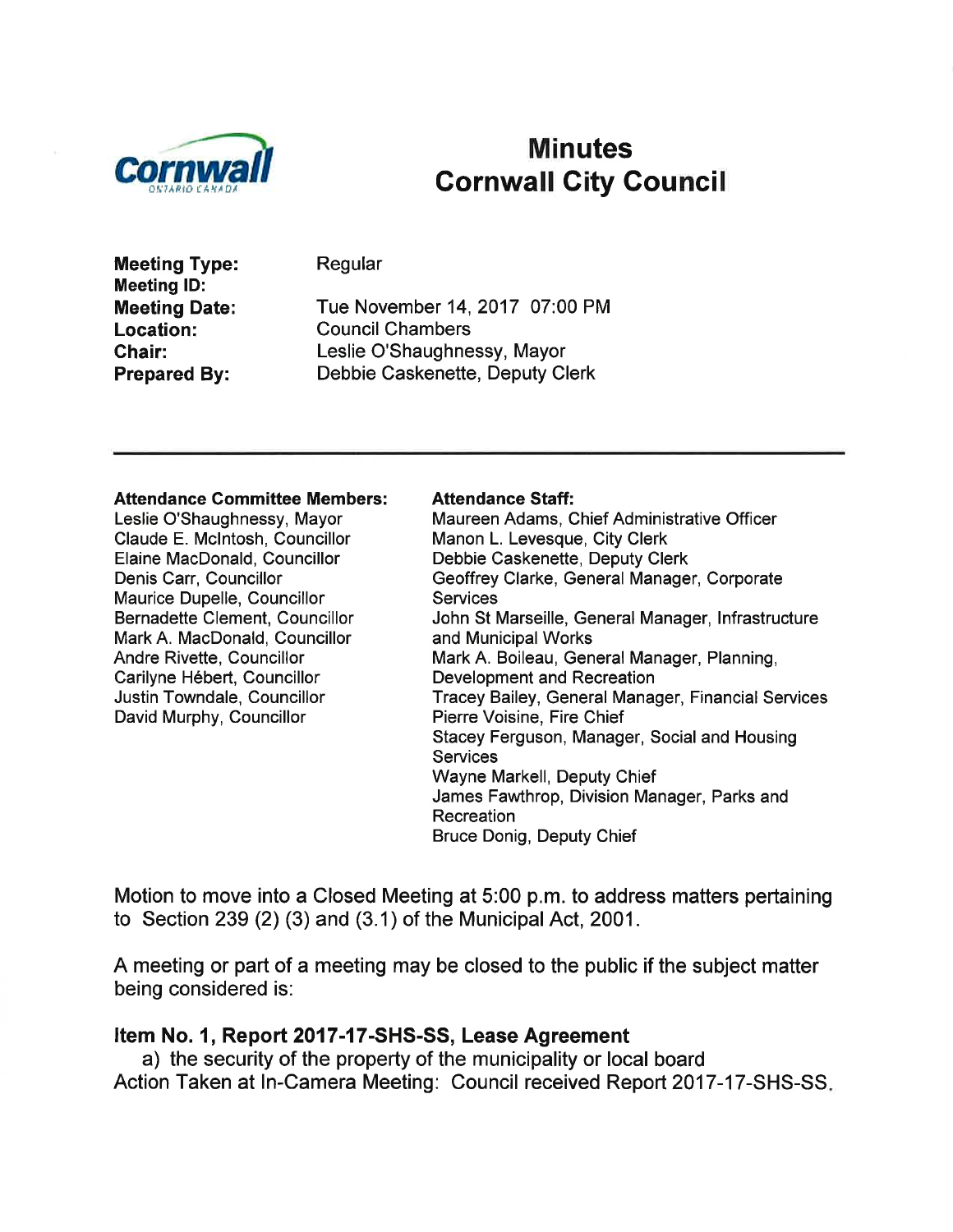# Minutes
# Cornwall City Council

**Meeting Type:** Regular
**Meeting ID:**
**Meeting Date:** Tue November 14, 2017 07:00 PM
**Location:** Council Chambers
**Chair:** Leslie O'Shaughnessy, Mayor
**Prepared By:** Debbie Caskenette, Deputy Clerk

---

**Attendance Committee Members:**
Leslie O'Shaughnessy, Mayor
Claude E. McIntosh, Councillor
Elaine MacDonald, Councillor
Denis Carr, Councillor
Maurice Dupelle, Councillor
Bernadette Clement, Councillor
Mark A. MacDonald, Councillor
Andre Rivette, Councillor
Carilyne Hébert, Councillor
Justin Towndale, Councillor
David Murphy, Councillor

**Attendance Staff:**
Maureen Adams, Chief Administrative Officer
Manon L. Levesque, City Clerk
Debbie Caskenette, Deputy Clerk
Geoffrey Clarke, General Manager, Corporate Services
John St Marseille, General Manager, Infrastructure and Municipal Works
Mark A. Boileau, General Manager, Planning, Development and Recreation
Tracey Bailey, General Manager, Financial Services
Pierre Voisine, Fire Chief
Stacey Ferguson, Manager, Social and Housing Services
Wayne Markell, Deputy Chief
James Fawthrop, Division Manager, Parks and Recreation
Bruce Donig, Deputy Chief

Motion to move into a Closed Meeting at 5:00 p.m. to address matters pertaining to Section 239 (2) (3) and (3.1) of the Municipal Act, 2001.

A meeting or part of a meeting may be closed to the public if the subject matter being considered is:

### Item No. 1, Report 2017-17-SHS-SS, Lease Agreement

a) the security of the property of the municipality or local board

Action Taken at In-Camera Meeting: Council received Report 2017-17-SHS-SS.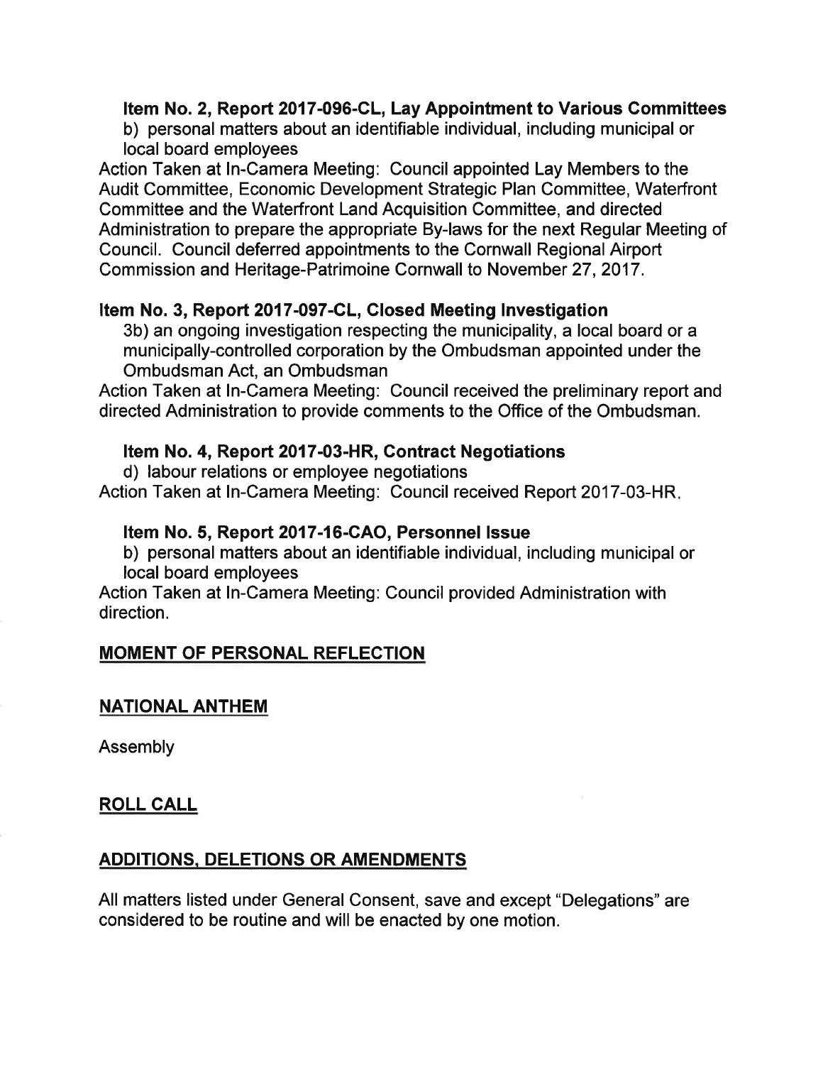**Item No. 2, Report 2017-096-CL, Lay Appointment to Various Committees**

b) personal matters about an identifiable individual, including municipal or local board employees

Action Taken at In-Camera Meeting: Council appointed Lay Members to the Audit Committee, Economic Development Strategic Plan Committee, Waterfront Committee and the Waterfront Land Acquisition Committee, and directed Administration to prepare the appropriate By-laws for the next Regular Meeting of Council. Council deferred appointments to the Cornwall Regional Airport Commission and Heritage-Patrimoine Cornwall to November 27, 2017.

**Item No. 3, Report 2017-097-CL, Closed Meeting Investigation**

3b) an ongoing investigation respecting the municipality, a local board or a municipally-controlled corporation by the Ombudsman appointed under the Ombudsman Act, an Ombudsman

Action Taken at In-Camera Meeting: Council received the preliminary report and directed Administration to provide comments to the Office of the Ombudsman.

**Item No. 4, Report 2017-03-HR, Contract Negotiations**

d) labour relations or employee negotiations

Action Taken at In-Camera Meeting: Council received Report 2017-03-HR.

**Item No. 5, Report 2017-16-CAO, Personnel Issue**

b) personal matters about an identifiable individual, including municipal or local board employees

Action Taken at In-Camera Meeting: Council provided Administration with direction.

## MOMENT OF PERSONAL REFLECTION

## NATIONAL ANTHEM

Assembly

## ROLL CALL

## ADDITIONS, DELETIONS OR AMENDMENTS

All matters listed under General Consent, save and except "Delegations" are considered to be routine and will be enacted by one motion.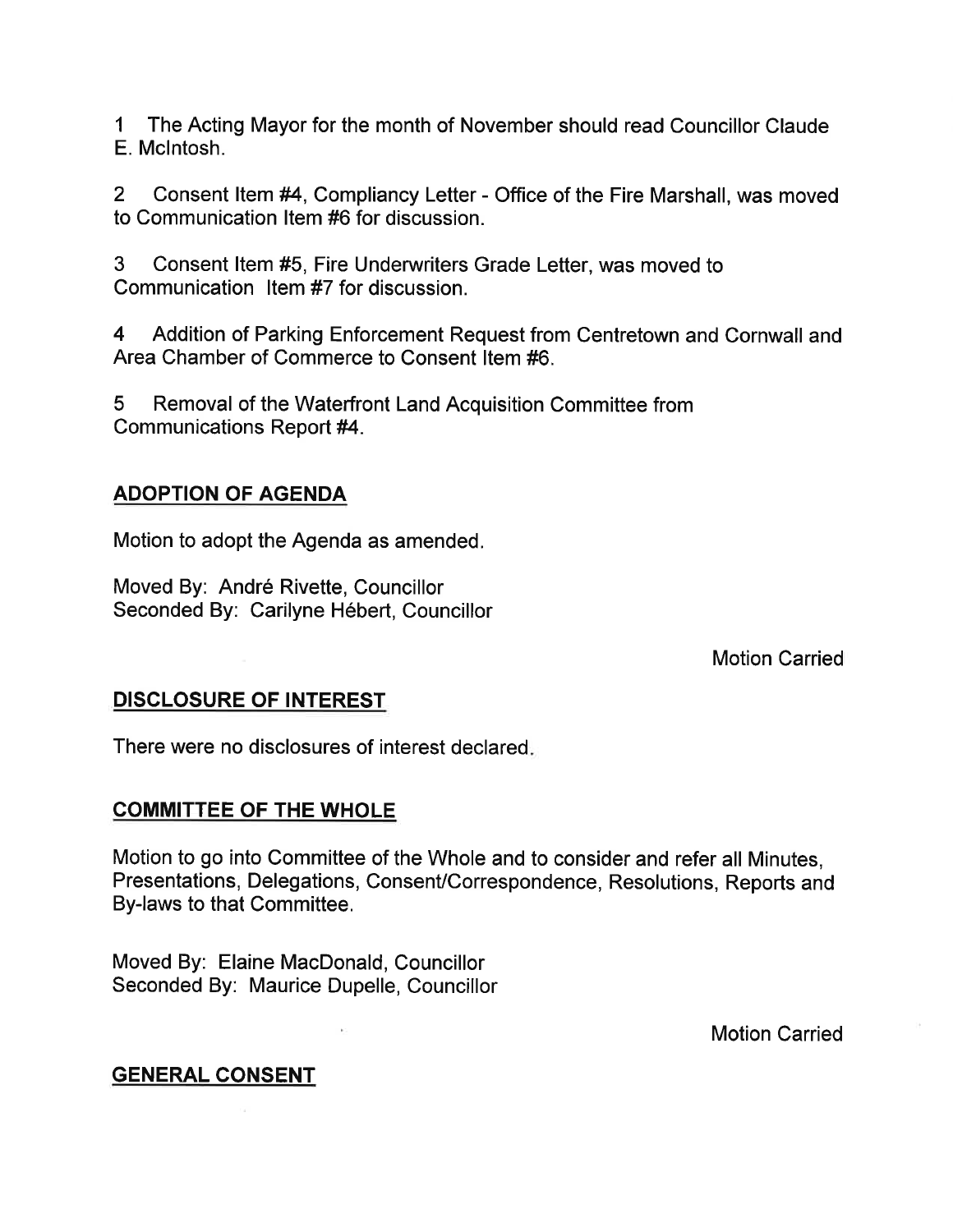1 The Acting Mayor for the month of November should read Councillor Claude E. McIntosh.

2 Consent Item #4, Compliancy Letter - Office of the Fire Marshall, was moved to Communication Item #6 for discussion.

3 Consent Item #5, Fire Underwriters Grade Letter, was moved to Communication Item #7 for discussion.

4 Addition of Parking Enforcement Request from Centretown and Cornwall and Area Chamber of Commerce to Consent Item #6.

5 Removal of the Waterfront Land Acquisition Committee from Communications Report #4.

## ADOPTION OF AGENDA

Motion to adopt the Agenda as amended.

Moved By: André Rivette, Councillor
Seconded By: Carilyne Hébert, Councillor

Motion Carried

## DISCLOSURE OF INTEREST

There were no disclosures of interest declared.

## COMMITTEE OF THE WHOLE

Motion to go into Committee of the Whole and to consider and refer all Minutes, Presentations, Delegations, Consent/Correspondence, Resolutions, Reports and By-laws to that Committee.

Moved By: Elaine MacDonald, Councillor
Seconded By: Maurice Dupelle, Councillor

Motion Carried

## GENERAL CONSENT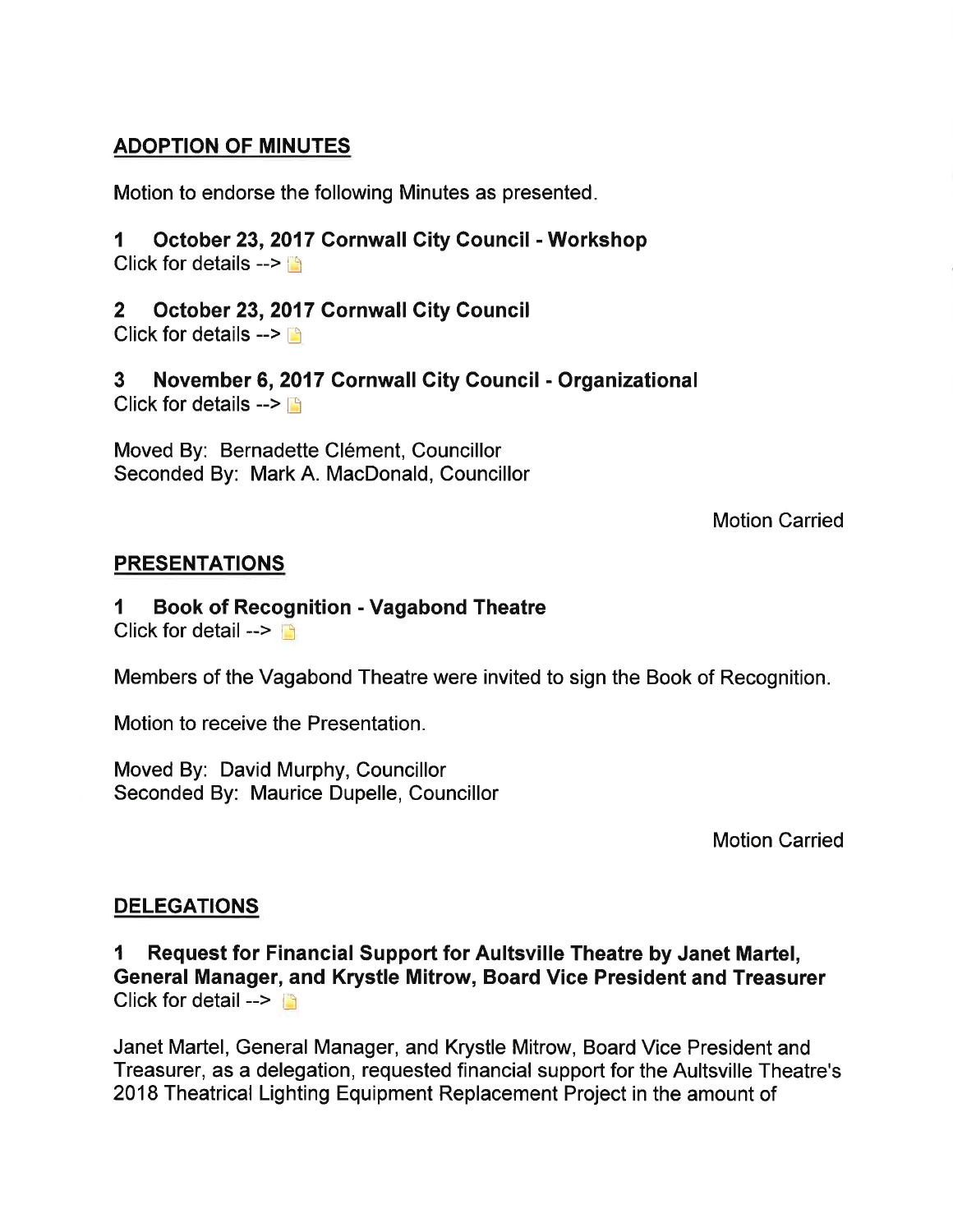## ADOPTION OF MINUTES

Motion to endorse the following Minutes as presented.

**1 October 23, 2017 Cornwall City Council - Workshop**
Click for details -->

**2 October 23, 2017 Cornwall City Council**
Click for details -->

**3 November 6, 2017 Cornwall City Council - Organizational**
Click for details -->

Moved By: Bernadette Clément, Councillor
Seconded By: Mark A. MacDonald, Councillor

Motion Carried

## PRESENTATIONS

**1 Book of Recognition - Vagabond Theatre**
Click for detail -->

Members of the Vagabond Theatre were invited to sign the Book of Recognition.

Motion to receive the Presentation.

Moved By: David Murphy, Councillor
Seconded By: Maurice Dupelle, Councillor

Motion Carried

## DELEGATIONS

**1 Request for Financial Support for Aultsville Theatre by Janet Martel, General Manager, and Krystle Mitrow, Board Vice President and Treasurer**
Click for detail -->

Janet Martel, General Manager, and Krystle Mitrow, Board Vice President and Treasurer, as a delegation, requested financial support for the Aultsville Theatre's 2018 Theatrical Lighting Equipment Replacement Project in the amount of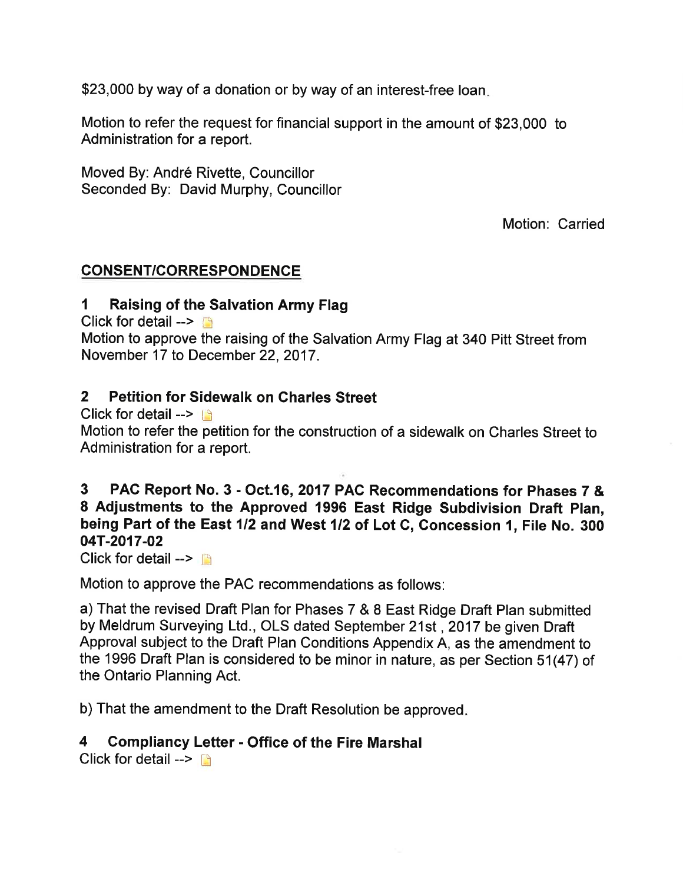$23,000 by way of a donation or by way of an interest-free loan.

Motion to refer the request for financial support in the amount of $23,000 to Administration for a report.

Moved By: André Rivette, Councillor
Seconded By: David Murphy, Councillor

Motion: Carried

## CONSENT/CORRESPONDENCE

### 1 Raising of the Salvation Army Flag

Click for detail -->

Motion to approve the raising of the Salvation Army Flag at 340 Pitt Street from November 17 to December 22, 2017.

### 2 Petition for Sidewalk on Charles Street

Click for detail -->

Motion to refer the petition for the construction of a sidewalk on Charles Street to Administration for a report.

### 3 PAC Report No. 3 - Oct.16, 2017 PAC Recommendations for Phases 7 & 8 Adjustments to the Approved 1996 East Ridge Subdivision Draft Plan, being Part of the East 1/2 and West 1/2 of Lot C, Concession 1, File No. 300 04T-2017-02

Click for detail -->

Motion to approve the PAC recommendations as follows:

a) That the revised Draft Plan for Phases 7 & 8 East Ridge Draft Plan submitted by Meldrum Surveying Ltd., OLS dated September 21st , 2017 be given Draft Approval subject to the Draft Plan Conditions Appendix A, as the amendment to the 1996 Draft Plan is considered to be minor in nature, as per Section 51(47) of the Ontario Planning Act.

b) That the amendment to the Draft Resolution be approved.

### 4 Compliancy Letter - Office of the Fire Marshal

Click for detail -->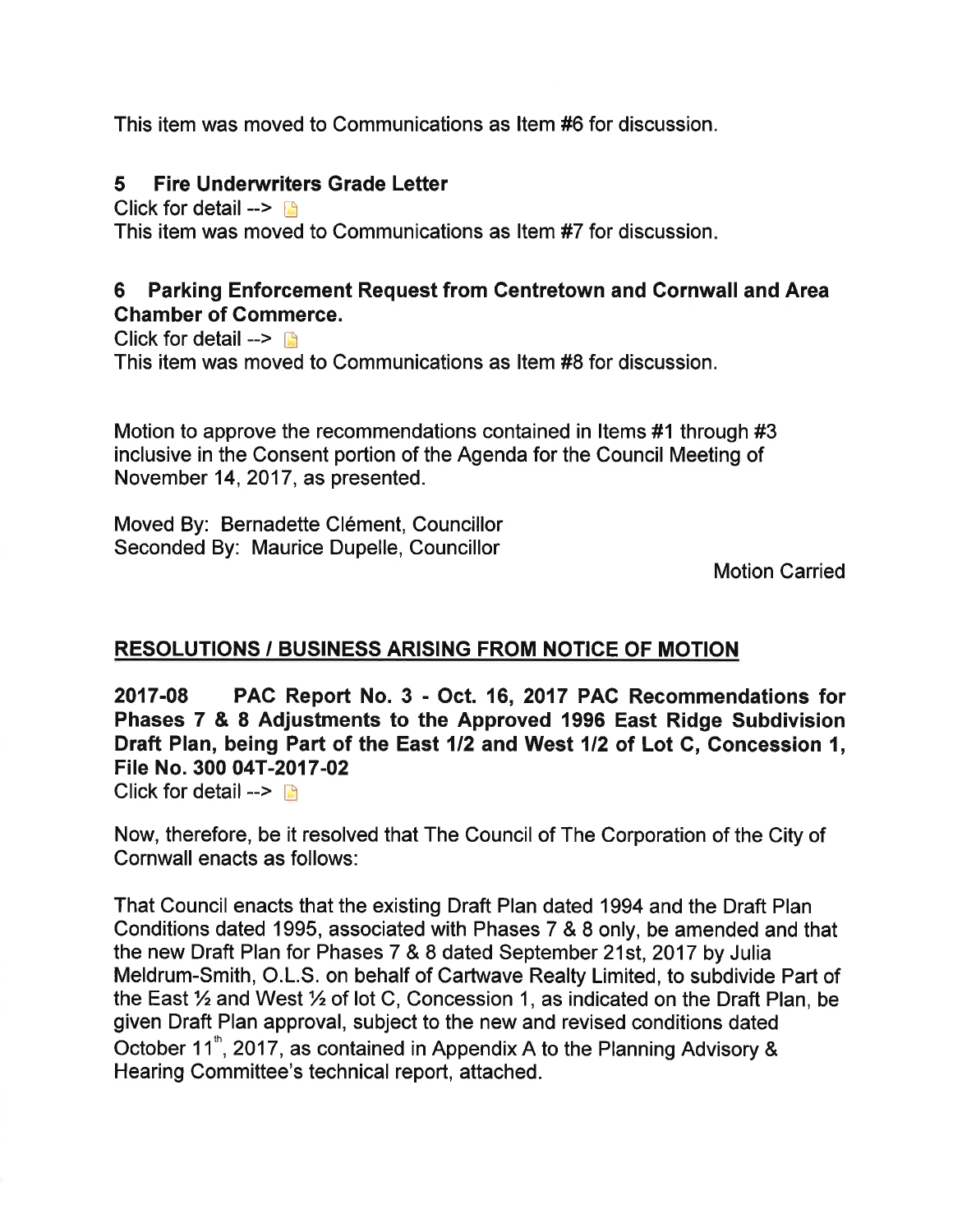This item was moved to Communications as Item #6 for discussion.

### 5 Fire Underwriters Grade Letter

Click for detail -->

This item was moved to Communications as Item #7 for discussion.

### 6 Parking Enforcement Request from Centretown and Cornwall and Area Chamber of Commerce.

Click for detail -->

This item was moved to Communications as Item #8 for discussion.

Motion to approve the recommendations contained in Items #1 through #3 inclusive in the Consent portion of the Agenda for the Council Meeting of November 14, 2017, as presented.

Moved By: Bernadette Clément, Councillor
Seconded By: Maurice Dupelle, Councillor

Motion Carried

## RESOLUTIONS / BUSINESS ARISING FROM NOTICE OF MOTION

**2017-08 PAC Report No. 3 - Oct. 16, 2017 PAC Recommendations for Phases 7 & 8 Adjustments to the Approved 1996 East Ridge Subdivision Draft Plan, being Part of the East 1/2 and West 1/2 of Lot C, Concession 1, File No. 300 04T-2017-02**

Click for detail -->

Now, therefore, be it resolved that The Council of The Corporation of the City of Cornwall enacts as follows:

That Council enacts that the existing Draft Plan dated 1994 and the Draft Plan Conditions dated 1995, associated with Phases 7 & 8 only, be amended and that the new Draft Plan for Phases 7 & 8 dated September 21st, 2017 by Julia Meldrum-Smith, O.L.S. on behalf of Cartwave Realty Limited, to subdivide Part of the East ½ and West ½ of lot C, Concession 1, as indicated on the Draft Plan, be given Draft Plan approval, subject to the new and revised conditions dated October 11th, 2017, as contained in Appendix A to the Planning Advisory & Hearing Committee's technical report, attached.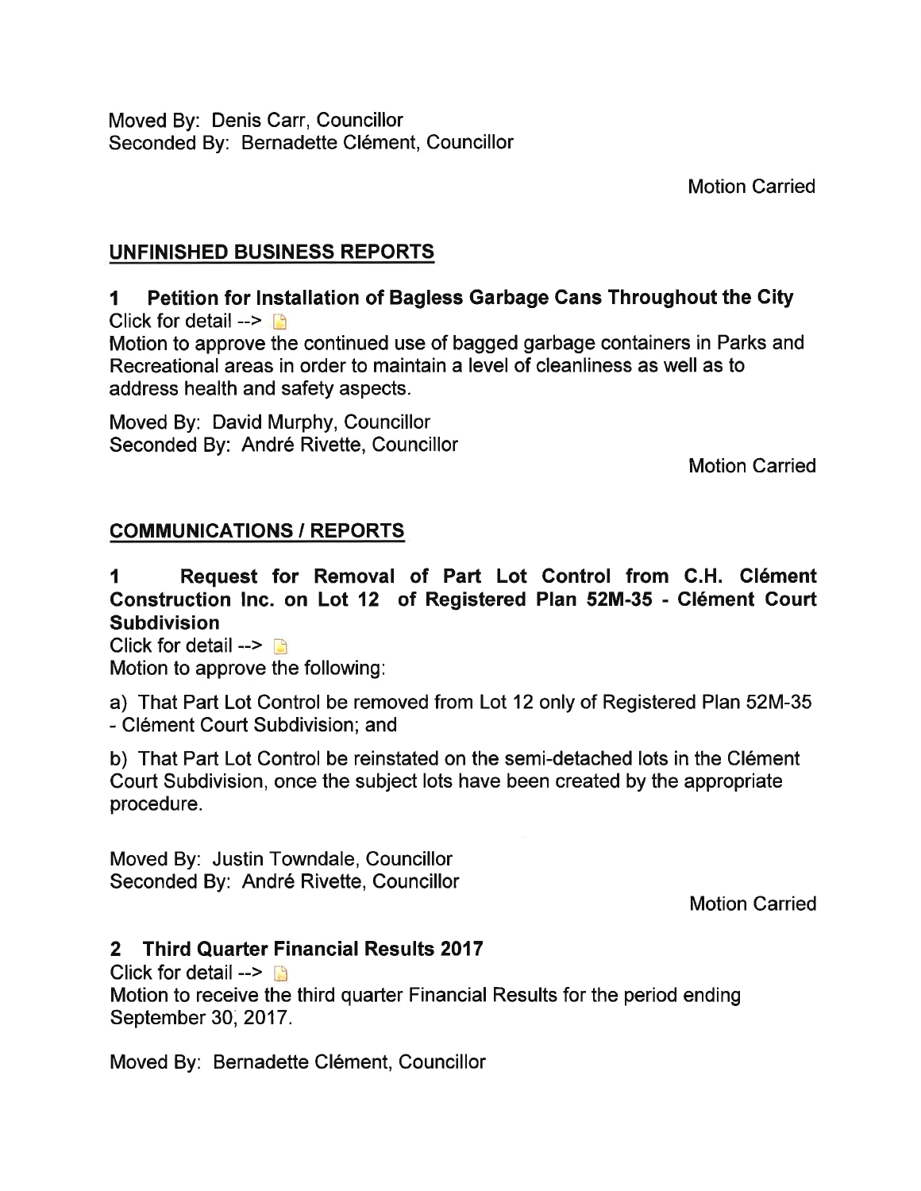Moved By: Denis Carr, Councillor
Seconded By: Bernadette Clément, Councillor

Motion Carried

## UNFINISHED BUSINESS REPORTS

### 1 Petition for Installation of Bagless Garbage Cans Throughout the City

Click for detail -->

Motion to approve the continued use of bagged garbage containers in Parks and Recreational areas in order to maintain a level of cleanliness as well as to address health and safety aspects.

Moved By: David Murphy, Councillor
Seconded By: André Rivette, Councillor

Motion Carried

## COMMUNICATIONS / REPORTS

### 1 Request for Removal of Part Lot Control from C.H. Clément Construction Inc. on Lot 12 of Registered Plan 52M-35 - Clément Court Subdivision

Click for detail -->

Motion to approve the following:

a) That Part Lot Control be removed from Lot 12 only of Registered Plan 52M-35 - Clément Court Subdivision; and

b) That Part Lot Control be reinstated on the semi-detached lots in the Clément Court Subdivision, once the subject lots have been created by the appropriate procedure.

Moved By: Justin Towndale, Councillor
Seconded By: André Rivette, Councillor

Motion Carried

### 2 Third Quarter Financial Results 2017

Click for detail -->

Motion to receive the third quarter Financial Results for the period ending September 30, 2017.

Moved By: Bernadette Clément, Councillor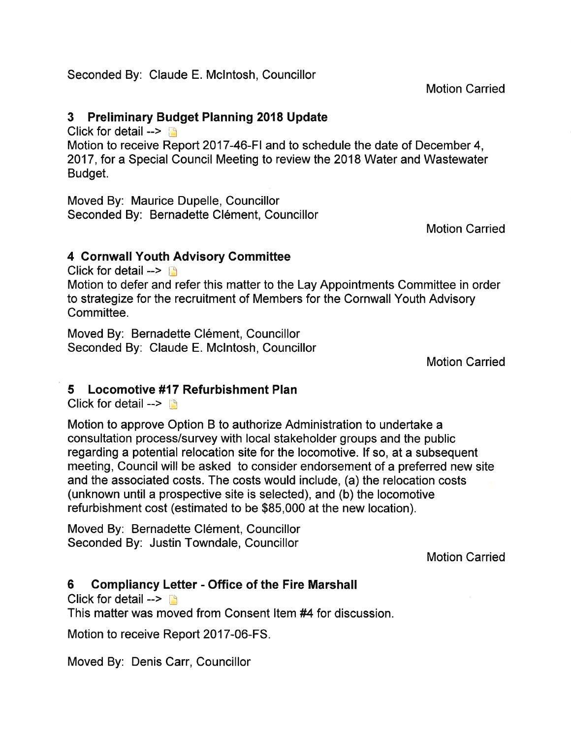Seconded By: Claude E. McIntosh, Councillor

Motion Carried

## 3 Preliminary Budget Planning 2018 Update

Click for detail -->

Motion to receive Report 2017-46-FI and to schedule the date of December 4, 2017, for a Special Council Meeting to review the 2018 Water and Wastewater Budget.

Moved By: Maurice Dupelle, Councillor
Seconded By: Bernadette Clément, Councillor

Motion Carried

## 4 Cornwall Youth Advisory Committee

Click for detail -->

Motion to defer and refer this matter to the Lay Appointments Committee in order to strategize for the recruitment of Members for the Cornwall Youth Advisory Committee.

Moved By: Bernadette Clément, Councillor
Seconded By: Claude E. McIntosh, Councillor

Motion Carried

## 5 Locomotive #17 Refurbishment Plan

Click for detail -->

Motion to approve Option B to authorize Administration to undertake a consultation process/survey with local stakeholder groups and the public regarding a potential relocation site for the locomotive. If so, at a subsequent meeting, Council will be asked to consider endorsement of a preferred new site and the associated costs. The costs would include, (a) the relocation costs (unknown until a prospective site is selected), and (b) the locomotive refurbishment cost (estimated to be $85,000 at the new location).

Moved By: Bernadette Clément, Councillor
Seconded By: Justin Towndale, Councillor

Motion Carried

## 6 Compliancy Letter - Office of the Fire Marshall

Click for detail -->

This matter was moved from Consent Item #4 for discussion.

Motion to receive Report 2017-06-FS.

Moved By: Denis Carr, Councillor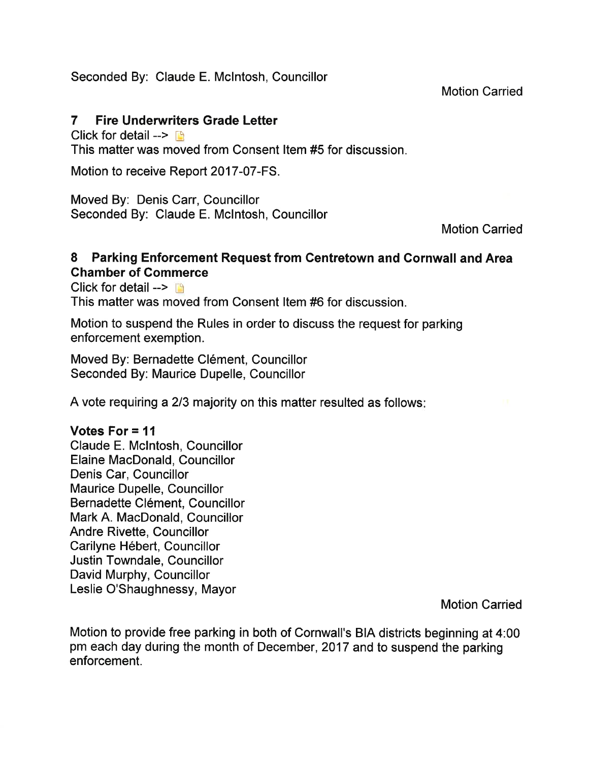Seconded By: Claude E. McIntosh, Councillor

Motion Carried

## 7 Fire Underwriters Grade Letter

Click for detail -->

This matter was moved from Consent Item #5 for discussion.

Motion to receive Report 2017-07-FS.

Moved By: Denis Carr, Councillor
Seconded By: Claude E. McIntosh, Councillor

Motion Carried

## 8 Parking Enforcement Request from Centretown and Cornwall and Area Chamber of Commerce

Click for detail -->

This matter was moved from Consent Item #6 for discussion.

Motion to suspend the Rules in order to discuss the request for parking enforcement exemption.

Moved By: Bernadette Clément, Councillor
Seconded By: Maurice Dupelle, Councillor

A vote requiring a 2/3 majority on this matter resulted as follows:

**Votes For = 11**

Claude E. McIntosh, Councillor
Elaine MacDonald, Councillor
Denis Car, Councillor
Maurice Dupelle, Councillor
Bernadette Clément, Councillor
Mark A. MacDonald, Councillor
Andre Rivette, Councillor
Carilyne Hébert, Councillor
Justin Towndale, Councillor
David Murphy, Councillor
Leslie O'Shaughnessy, Mayor

Motion Carried

Motion to provide free parking in both of Cornwall's BIA districts beginning at 4:00 pm each day during the month of December, 2017 and to suspend the parking enforcement.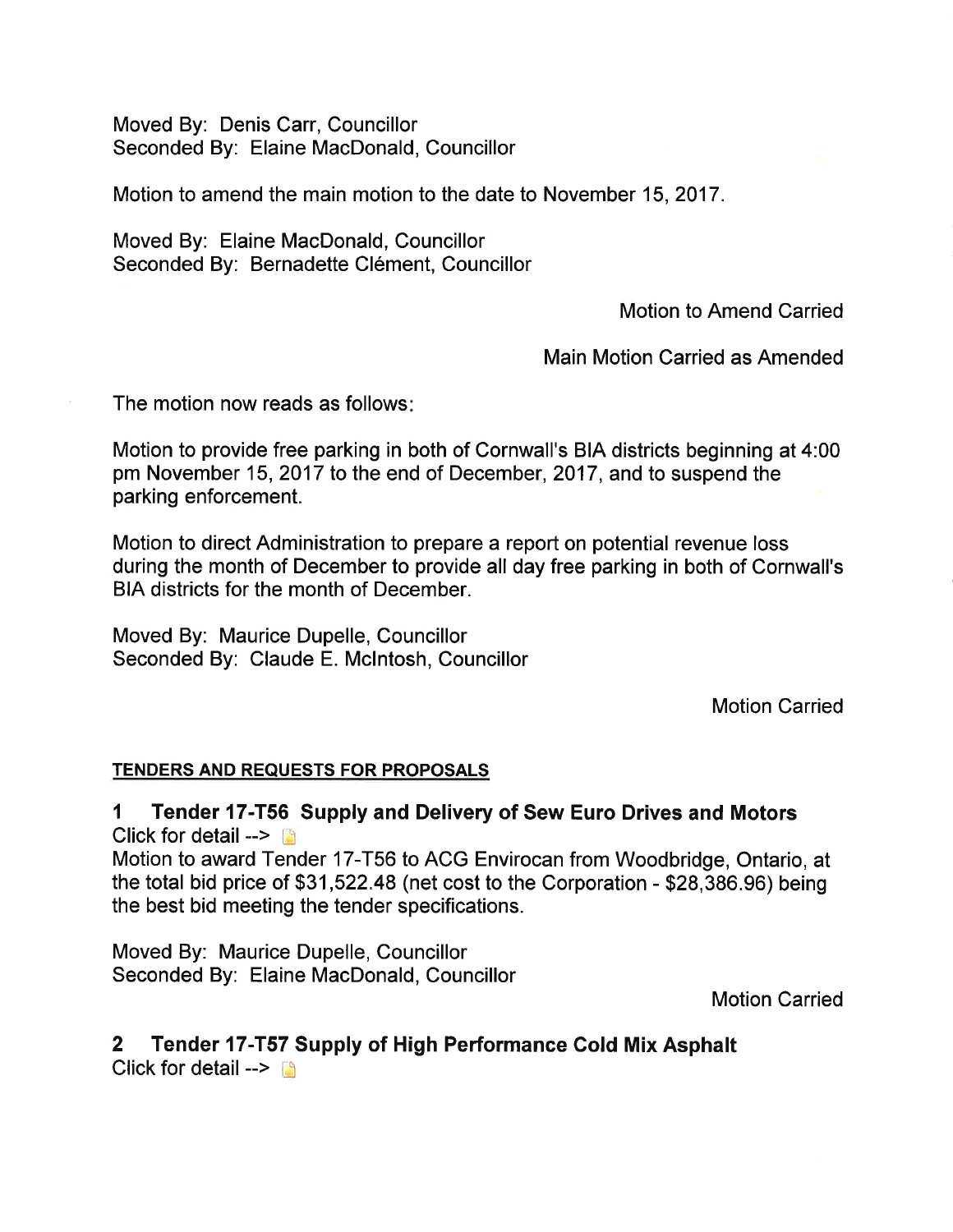Moved By: Denis Carr, Councillor
Seconded By: Elaine MacDonald, Councillor

Motion to amend the main motion to the date to November 15, 2017.

Moved By: Elaine MacDonald, Councillor
Seconded By: Bernadette Clément, Councillor

Motion to Amend Carried

Main Motion Carried as Amended

The motion now reads as follows:

Motion to provide free parking in both of Cornwall's BIA districts beginning at 4:00 pm November 15, 2017 to the end of December, 2017, and to suspend the parking enforcement.

Motion to direct Administration to prepare a report on potential revenue loss during the month of December to provide all day free parking in both of Cornwall's BIA districts for the month of December.

Moved By: Maurice Dupelle, Councillor
Seconded By: Claude E. McIntosh, Councillor

Motion Carried

**TENDERS AND REQUESTS FOR PROPOSALS**

### 1 Tender 17-T56 Supply and Delivery of Sew Euro Drives and Motors

Click for detail -->

Motion to award Tender 17-T56 to ACG Envirocan from Woodbridge, Ontario, at the total bid price of $31,522.48 (net cost to the Corporation - $28,386.96) being the best bid meeting the tender specifications.

Moved By: Maurice Dupelle, Councillor
Seconded By: Elaine MacDonald, Councillor

Motion Carried

### 2 Tender 17-T57 Supply of High Performance Cold Mix Asphalt

Click for detail -->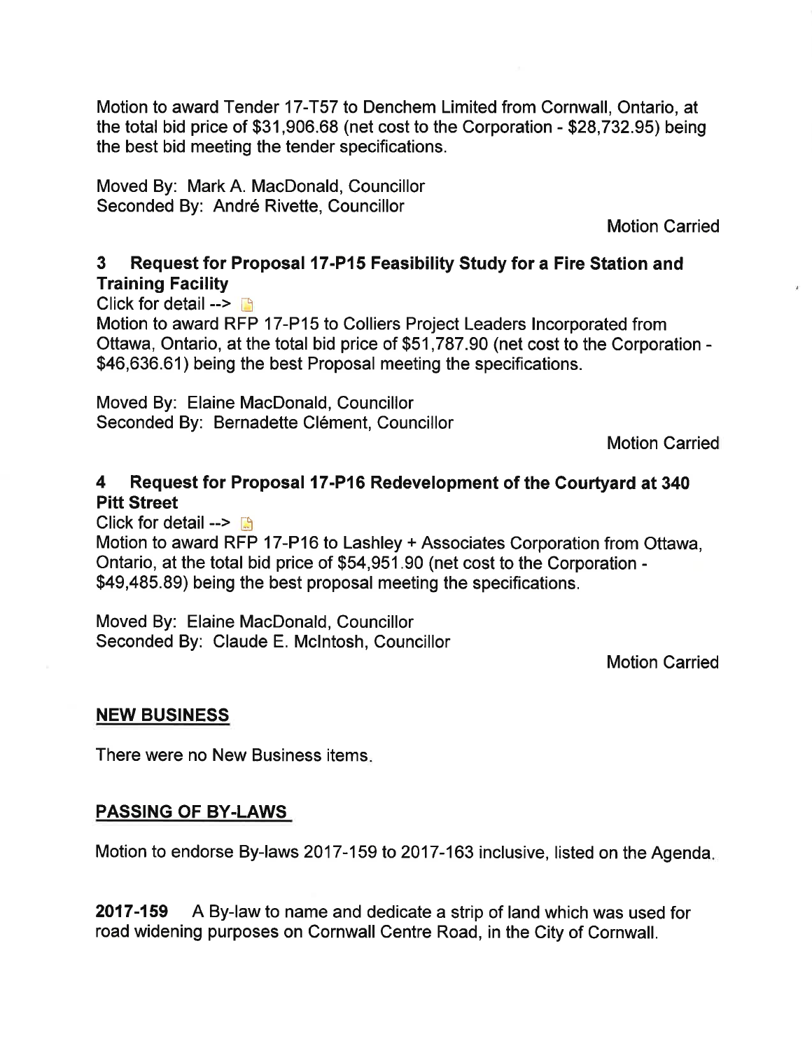Motion to award Tender 17-T57 to Denchem Limited from Cornwall, Ontario, at the total bid price of $31,906.68 (net cost to the Corporation - $28,732.95) being the best bid meeting the tender specifications.

Moved By: Mark A. MacDonald, Councillor
Seconded By: André Rivette, Councillor

Motion Carried

### 3 Request for Proposal 17-P15 Feasibility Study for a Fire Station and Training Facility

Click for detail -->

Motion to award RFP 17-P15 to Colliers Project Leaders Incorporated from Ottawa, Ontario, at the total bid price of $51,787.90 (net cost to the Corporation - $46,636.61) being the best Proposal meeting the specifications.

Moved By: Elaine MacDonald, Councillor
Seconded By: Bernadette Clément, Councillor

Motion Carried

### 4 Request for Proposal 17-P16 Redevelopment of the Courtyard at 340 Pitt Street

Click for detail -->

Motion to award RFP 17-P16 to Lashley + Associates Corporation from Ottawa, Ontario, at the total bid price of $54,951.90 (net cost to the Corporation - $49,485.89) being the best proposal meeting the specifications.

Moved By: Elaine MacDonald, Councillor
Seconded By: Claude E. McIntosh, Councillor

Motion Carried

## NEW BUSINESS

There were no New Business items.

## PASSING OF BY-LAWS

Motion to endorse By-laws 2017-159 to 2017-163 inclusive, listed on the Agenda.

**2017-159** A By-law to name and dedicate a strip of land which was used for road widening purposes on Cornwall Centre Road, in the City of Cornwall.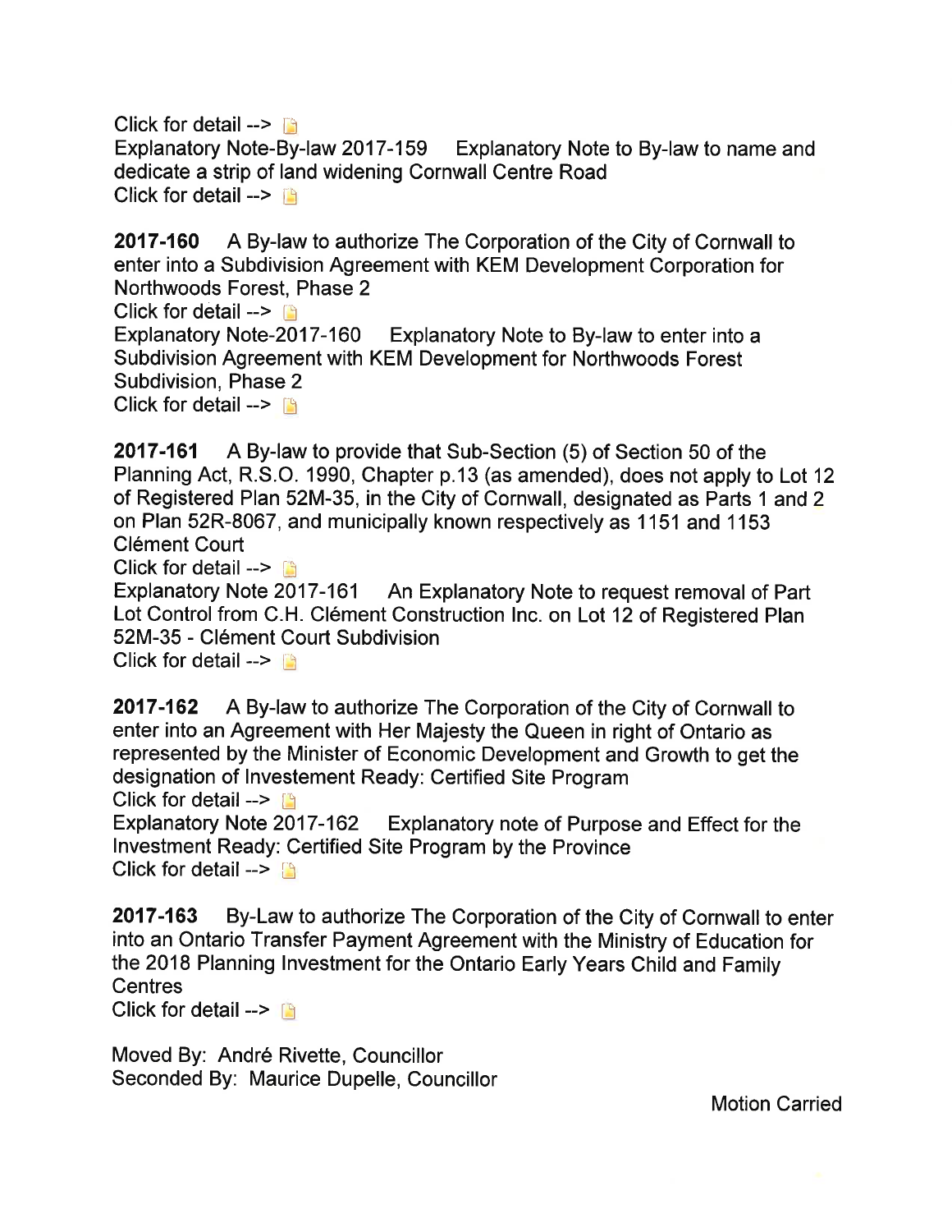Click for detail -->

Explanatory Note-By-law 2017-159 Explanatory Note to By-law to name and dedicate a strip of land widening Cornwall Centre Road

Click for detail -->

**2017-160** A By-law to authorize The Corporation of the City of Cornwall to enter into a Subdivision Agreement with KEM Development Corporation for Northwoods Forest, Phase 2

Click for detail -->

Explanatory Note-2017-160 Explanatory Note to By-law to enter into a Subdivision Agreement with KEM Development for Northwoods Forest Subdivision, Phase 2

Click for detail -->

**2017-161** A By-law to provide that Sub-Section (5) of Section 50 of the Planning Act, R.S.O. 1990, Chapter p.13 (as amended), does not apply to Lot 12 of Registered Plan 52M-35, in the City of Cornwall, designated as Parts 1 and 2 on Plan 52R-8067, and municipally known respectively as 1151 and 1153 Clément Court

Click for detail -->

Explanatory Note 2017-161 An Explanatory Note to request removal of Part Lot Control from C.H. Clément Construction Inc. on Lot 12 of Registered Plan 52M-35 - Clément Court Subdivision

Click for detail -->

**2017-162** A By-law to authorize The Corporation of the City of Cornwall to enter into an Agreement with Her Majesty the Queen in right of Ontario as represented by the Minister of Economic Development and Growth to get the designation of Investement Ready: Certified Site Program

Click for detail -->

Explanatory Note 2017-162 Explanatory note of Purpose and Effect for the Investment Ready: Certified Site Program by the Province

Click for detail -->

**2017-163** By-Law to authorize The Corporation of the City of Cornwall to enter into an Ontario Transfer Payment Agreement with the Ministry of Education for the 2018 Planning Investment for the Ontario Early Years Child and Family Centres

Click for detail -->

Moved By: André Rivette, Councillor
Seconded By: Maurice Dupelle, Councillor

Motion Carried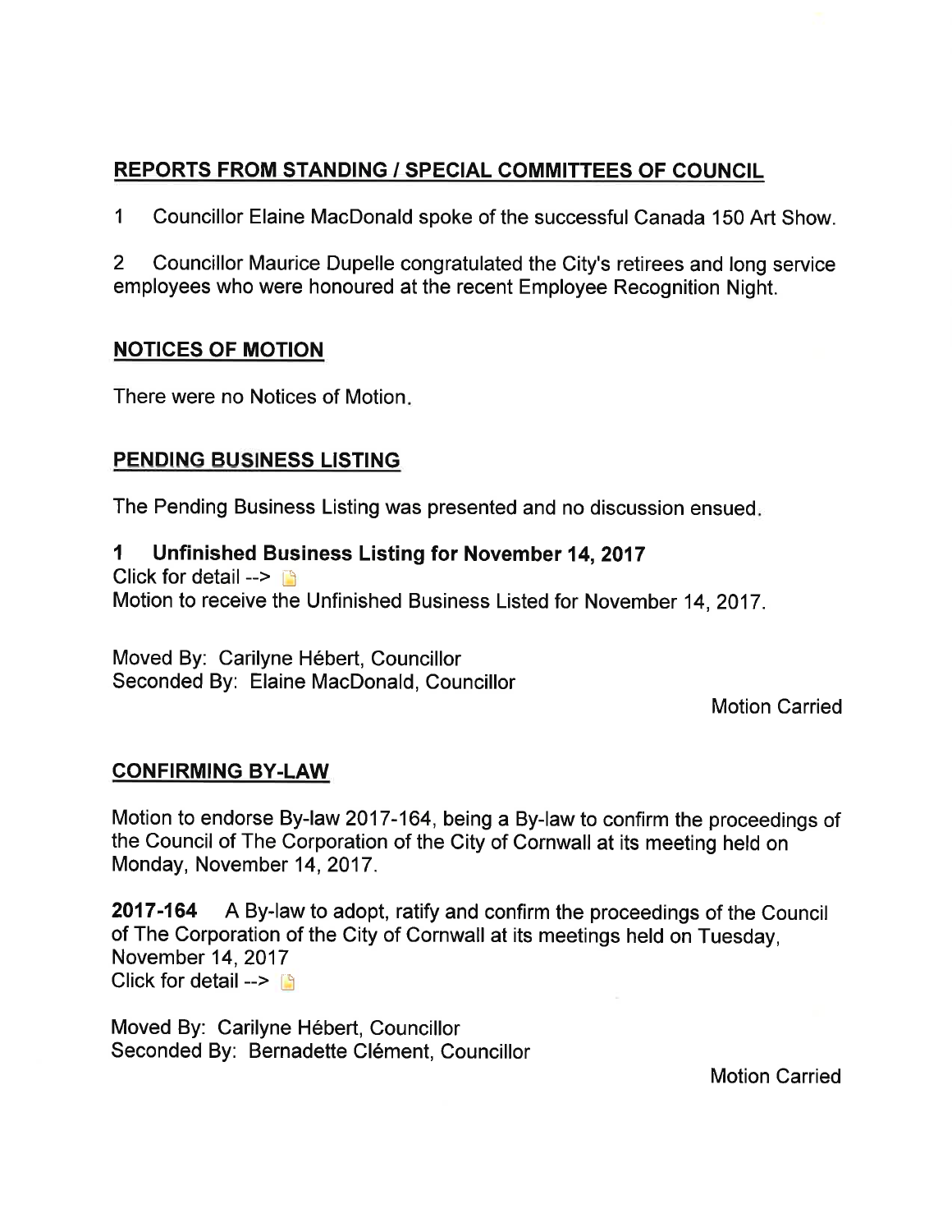## REPORTS FROM STANDING / SPECIAL COMMITTEES OF COUNCIL

1 Councillor Elaine MacDonald spoke of the successful Canada 150 Art Show.

2 Councillor Maurice Dupelle congratulated the City's retirees and long service employees who were honoured at the recent Employee Recognition Night.

## NOTICES OF MOTION

There were no Notices of Motion.

## PENDING BUSINESS LISTING

The Pending Business Listing was presented and no discussion ensued.

### 1 Unfinished Business Listing for November 14, 2017

Click for detail -->

Motion to receive the Unfinished Business Listed for November 14, 2017.

Moved By: Carilyne Hébert, Councillor
Seconded By: Elaine MacDonald, Councillor

Motion Carried

## CONFIRMING BY-LAW

Motion to endorse By-law 2017-164, being a By-law to confirm the proceedings of the Council of The Corporation of the City of Cornwall at its meeting held on Monday, November 14, 2017.

**2017-164** A By-law to adopt, ratify and confirm the proceedings of the Council of The Corporation of the City of Cornwall at its meetings held on Tuesday, November 14, 2017
Click for detail -->

Moved By: Carilyne Hébert, Councillor
Seconded By: Bernadette Clément, Councillor

Motion Carried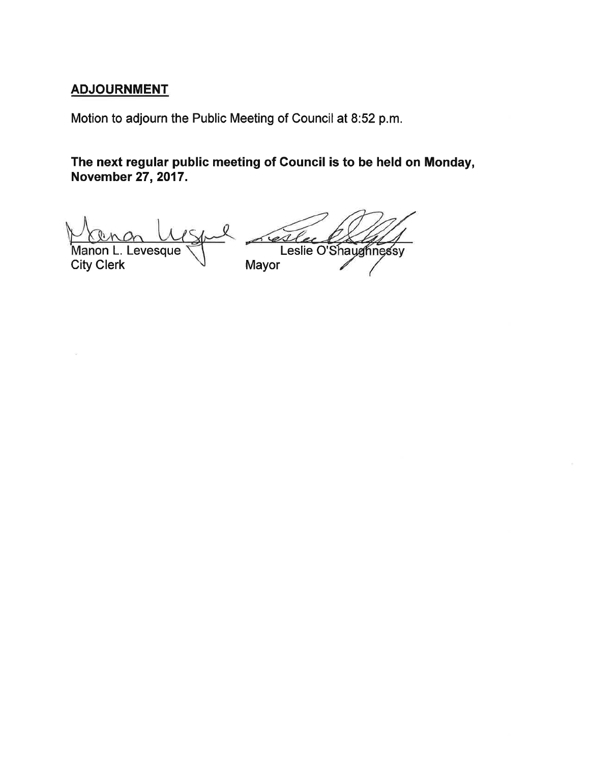**ADJOURNMENT**

Motion to adjourn the Public Meeting of Council at 8:52 p.m.

**The next regular public meeting of Council is to be held on Monday, November 27, 2017.**

| | |
|---|---|
| Manon L. Levesque | Leslie O'Shaughnessy |
| City Clerk | Mayor |